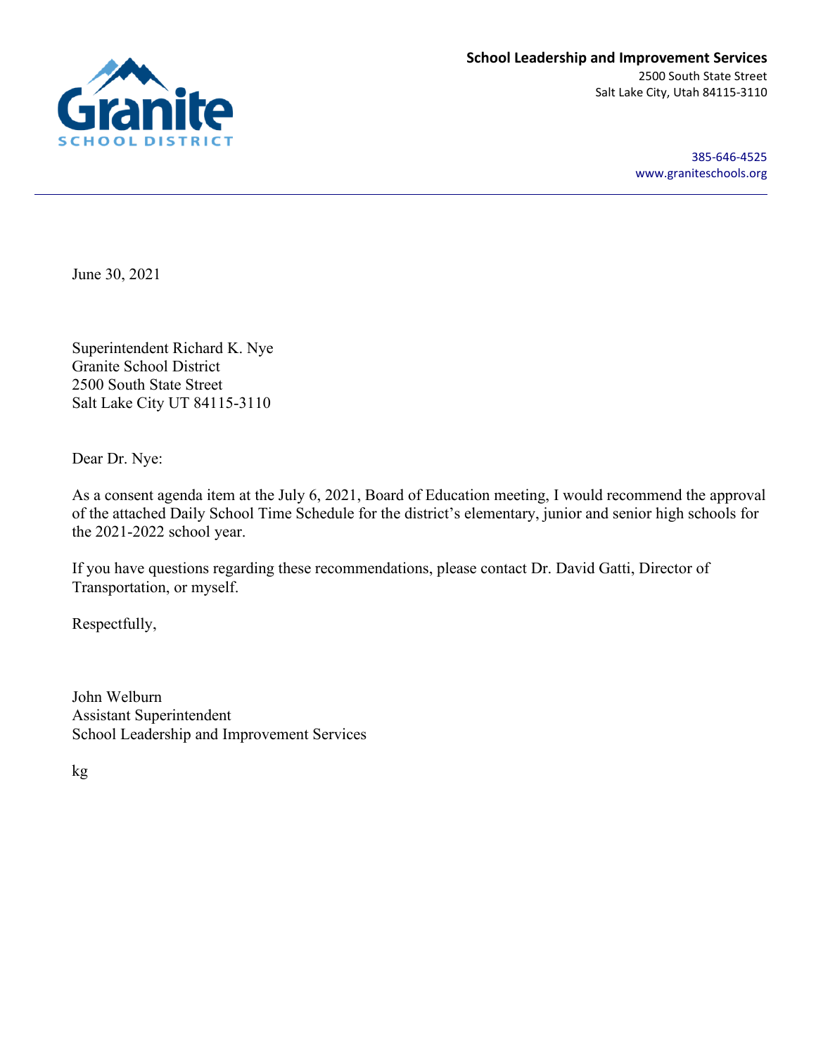**Granite School District**

**School Leadership and Improvement Services**
2500 South State Street
Salt Lake City, Utah 84115-3110

385-646-4525
www.graniteschools.org

---

June 30, 2021

Superintendent Richard K. Nye
Granite School District
2500 South State Street
Salt Lake City UT 84115-3110

Dear Dr. Nye:

As a consent agenda item at the July 6, 2021, Board of Education meeting, I would recommend the approval of the attached Daily School Time Schedule for the district's elementary, junior and senior high schools for the 2021-2022 school year.

If you have questions regarding these recommendations, please contact Dr. David Gatti, Director of Transportation, or myself.

Respectfully,

John Welburn
Assistant Superintendent
School Leadership and Improvement Services

kg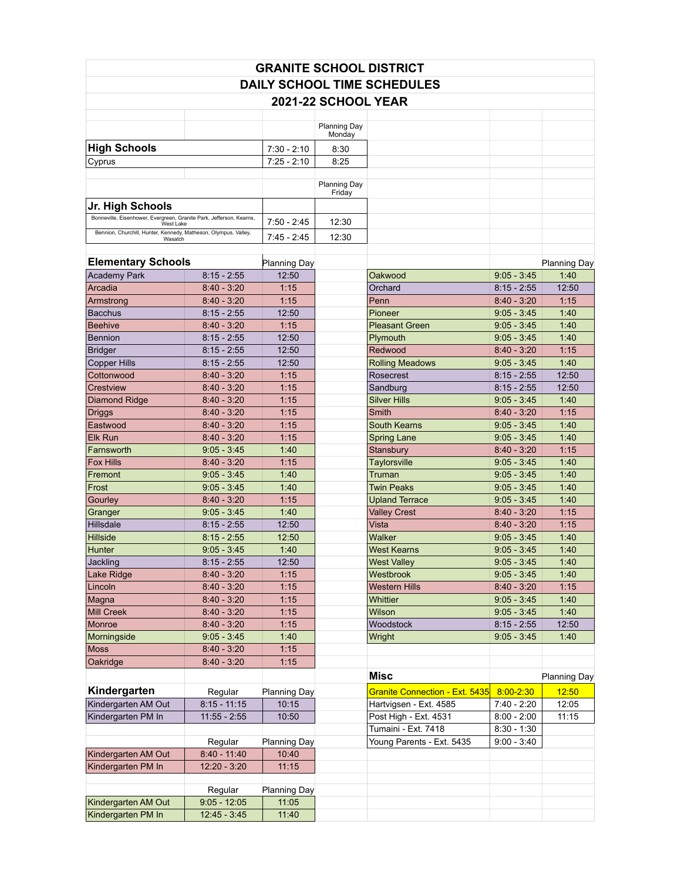# GRANITE SCHOOL DISTRICT
## DAILY SCHOOL TIME SCHEDULES
## 2021-22 SCHOOL YEAR

| High Schools | | Planning Day Monday |
|---|---|---|
| High Schools | 7:30 - 2:10 | 8:30 |
| Cyprus | 7:25 - 2:10 | 8:25 |

| Jr. High Schools | | Planning Day Friday |
|---|---|---|
| Bonneville, Eisenhower, Evergreen, Granite Park, Jefferson, Kearns, West Lake | 7:50 - 2:45 | 12:30 |
| Bennion, Churchill, Hunter, Kennedy, Matheson, Olympus, Valley, Wasatch | 7:45 - 2:45 | 12:30 |

| Elementary Schools | | Planning Day |
|---|---|---|
| Academy Park | 8:15 - 2:55 | 12:50 |
| Arcadia | 8:40 - 3:20 | 1:15 |
| Armstrong | 8:40 - 3:20 | 1:15 |
| Bacchus | 8:15 - 2:55 | 12:50 |
| Beehive | 8:40 - 3:20 | 1:15 |
| Bennion | 8:15 - 2:55 | 12:50 |
| Bridger | 8:15 - 2:55 | 12:50 |
| Copper Hills | 8:15 - 2:55 | 12:50 |
| Cottonwood | 8:40 - 3:20 | 1:15 |
| Crestview | 8:40 - 3:20 | 1:15 |
| Diamond Ridge | 8:40 - 3:20 | 1:15 |
| Driggs | 8:40 - 3:20 | 1:15 |
| Eastwood | 8:40 - 3:20 | 1:15 |
| Elk Run | 8:40 - 3:20 | 1:15 |
| Farnsworth | 9:05 - 3:45 | 1:40 |
| Fox Hills | 8:40 - 3:20 | 1:15 |
| Fremont | 9:05 - 3:45 | 1:40 |
| Frost | 9:05 - 3:45 | 1:40 |
| Gourley | 8:40 - 3:20 | 1:15 |
| Granger | 9:05 - 3:45 | 1:40 |
| Hillsdale | 8:15 - 2:55 | 12:50 |
| Hillside | 8:15 - 2:55 | 12:50 |
| Hunter | 9:05 - 3:45 | 1:40 |
| Jackling | 8:15 - 2:55 | 12:50 |
| Lake Ridge | 8:40 - 3:20 | 1:15 |
| Lincoln | 8:40 - 3:20 | 1:15 |
| Magna | 8:40 - 3:20 | 1:15 |
| Mill Creek | 8:40 - 3:20 | 1:15 |
| Monroe | 8:40 - 3:20 | 1:15 |
| Morningside | 9:05 - 3:45 | 1:40 |
| Moss | 8:40 - 3:20 | 1:15 |
| Oakridge | 8:40 - 3:20 | 1:15 |
| Oakwood | 9:05 - 3:45 | 1:40 |
| Orchard | 8:15 - 2:55 | 12:50 |
| Penn | 8:40 - 3:20 | 1:15 |
| Pioneer | 9:05 - 3:45 | 1:40 |
| Pleasant Green | 9:05 - 3:45 | 1:40 |
| Plymouth | 9:05 - 3:45 | 1:40 |
| Redwood | 8:40 - 3:20 | 1:15 |
| Rolling Meadows | 9:05 - 3:45 | 1:40 |
| Rosecrest | 8:15 - 2:55 | 12:50 |
| Sandburg | 8:15 - 2:55 | 12:50 |
| Silver Hills | 9:05 - 3:45 | 1:40 |
| Smith | 8:40 - 3:20 | 1:15 |
| South Kearns | 9:05 - 3:45 | 1:40 |
| Spring Lane | 9:05 - 3:45 | 1:40 |
| Stansbury | 8:40 - 3:20 | 1:15 |
| Taylorsville | 9:05 - 3:45 | 1:40 |
| Truman | 9:05 - 3:45 | 1:40 |
| Twin Peaks | 9:05 - 3:45 | 1:40 |
| Upland Terrace | 9:05 - 3:45 | 1:40 |
| Valley Crest | 8:40 - 3:20 | 1:15 |
| Vista | 8:40 - 3:20 | 1:15 |
| Walker | 9:05 - 3:45 | 1:40 |
| West Kearns | 9:05 - 3:45 | 1:40 |
| West Valley | 9:05 - 3:45 | 1:40 |
| Westbrook | 9:05 - 3:45 | 1:40 |
| Western Hills | 8:40 - 3:20 | 1:15 |
| Whittier | 9:05 - 3:45 | 1:40 |
| Wilson | 9:05 - 3:45 | 1:40 |
| Woodstock | 8:15 - 2:55 | 12:50 |
| Wright | 9:05 - 3:45 | 1:40 |

| Kindergarten | Regular | Planning Day |
|---|---|---|
| Kindergarten AM Out | 8:15 - 11:15 | 10:15 |
| Kindergarten PM In | 11:55 - 2:55 | 10:50 |

| | Regular | Planning Day |
|---|---|---|
| Kindergarten AM Out | 8:40 - 11:40 | 10:40 |
| Kindergarten PM In | 12:20 - 3:20 | 11:15 |

| | Regular | Planning Day |
|---|---|---|
| Kindergarten AM Out | 9:05 - 12:05 | 11:05 |
| Kindergarten PM In | 12:45 - 3:45 | 11:40 |

| Misc | | Planning Day |
|---|---|---|
| Granite Connection - Ext. 5435 | 8:00-2:30 | 12:50 |
| Hartvigsen - Ext. 4585 | 7:40 - 2:20 | 12:05 |
| Post High - Ext. 4531 | 8:00 - 2:00 | 11:15 |
| Tumaini - Ext. 7418 | 8:30 - 1:30 | |
| Young Parents - Ext. 5435 | 9:00 - 3:40 | |